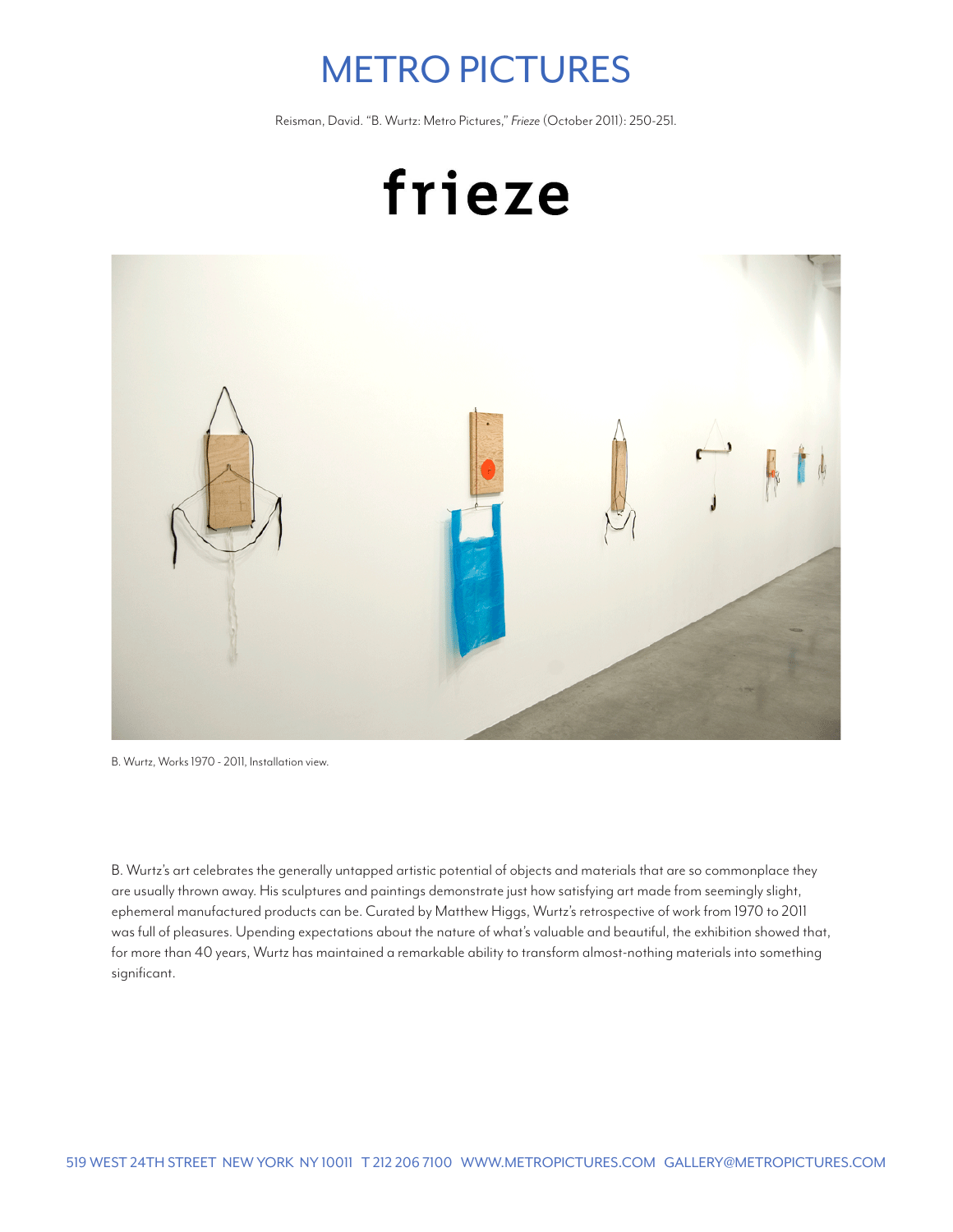# METRO PICTURES

Reisman, David. "B. Wurtz: Metro Pictures," *Frieze* (October 2011): 250-251.

# frieze

B. Wurtz, Works 1970 - 2011, Installation view.

B. Wurtz's art celebrates the generally untapped artistic potential of objects and materials that are so commonplace they are usually thrown away. His sculptures and paintings demonstrate just how satisfying art made from seemingly slight, ephemeral manufactured products can be. Curated by Matthew Higgs, Wurtz's retrospective of work from 1970 to 2011 was full of pleasures. Upending expectations about the nature of what's valuable and beautiful, the exhibition showed that, for more than 40 years, Wurtz has maintained a remarkable ability to transform almost-nothing materials into something significant.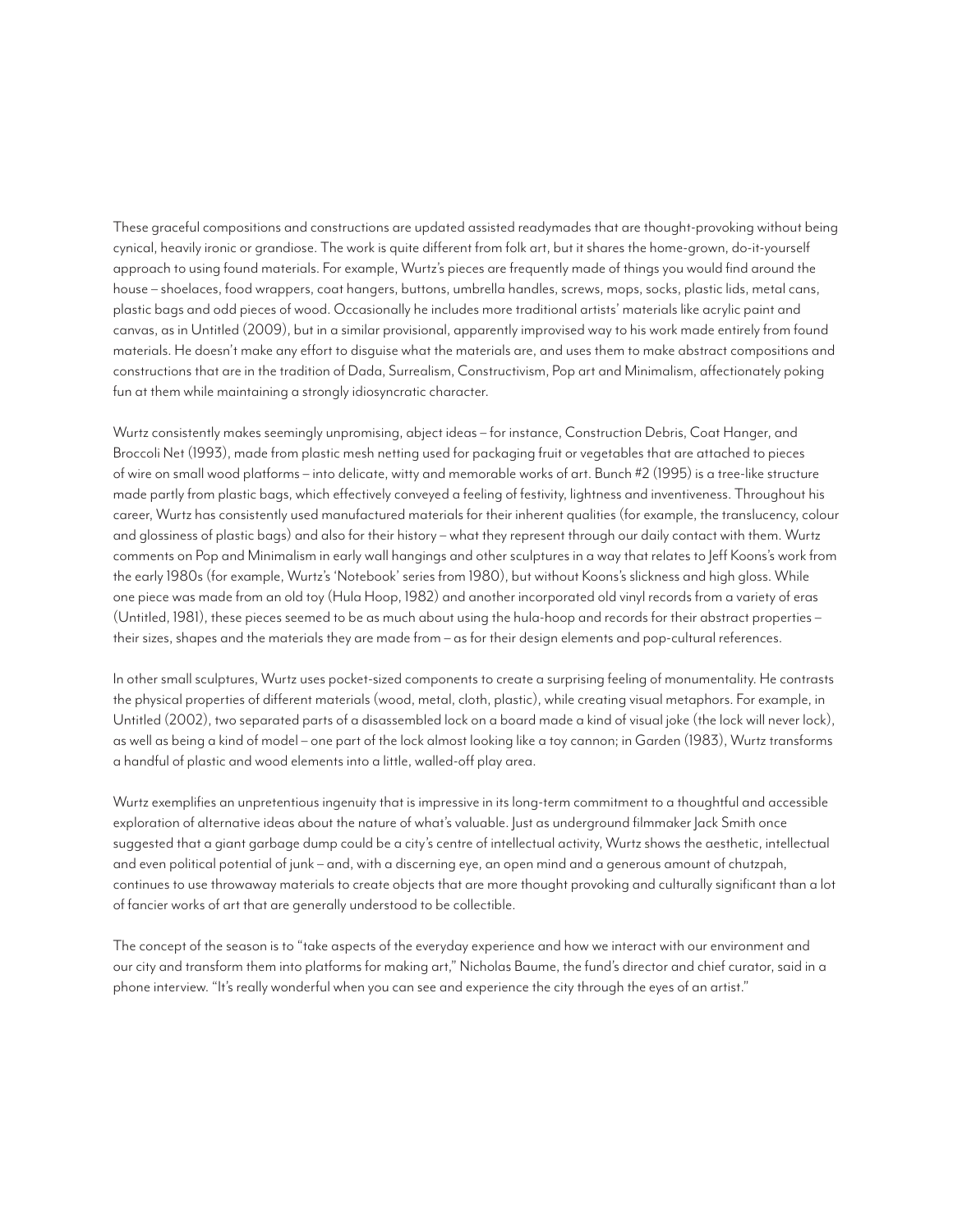These graceful compositions and constructions are updated assisted readymades that are thought-provoking without being cynical, heavily ironic or grandiose. The work is quite different from folk art, but it shares the home-grown, do-it-yourself approach to using found materials. For example, Wurtz's pieces are frequently made of things you would find around the house – shoelaces, food wrappers, coat hangers, buttons, umbrella handles, screws, mops, socks, plastic lids, metal cans, plastic bags and odd pieces of wood. Occasionally he includes more traditional artists' materials like acrylic paint and canvas, as in Untitled (2009), but in a similar provisional, apparently improvised way to his work made entirely from found materials. He doesn't make any effort to disguise what the materials are, and uses them to make abstract compositions and constructions that are in the tradition of Dada, Surrealism, Constructivism, Pop art and Minimalism, affectionately poking fun at them while maintaining a strongly idiosyncratic character.

Wurtz consistently makes seemingly unpromising, abject ideas – for instance, Construction Debris, Coat Hanger, and Broccoli Net (1993), made from plastic mesh netting used for packaging fruit or vegetables that are attached to pieces of wire on small wood platforms – into delicate, witty and memorable works of art. Bunch #2 (1995) is a tree-like structure made partly from plastic bags, which effectively conveyed a feeling of festivity, lightness and inventiveness. Throughout his career, Wurtz has consistently used manufactured materials for their inherent qualities (for example, the translucency, colour and glossiness of plastic bags) and also for their history – what they represent through our daily contact with them. Wurtz comments on Pop and Minimalism in early wall hangings and other sculptures in a way that relates to Jeff Koons's work from the early 1980s (for example, Wurtz's 'Notebook' series from 1980), but without Koons's slickness and high gloss. While one piece was made from an old toy (Hula Hoop, 1982) and another incorporated old vinyl records from a variety of eras (Untitled, 1981), these pieces seemed to be as much about using the hula-hoop and records for their abstract properties – their sizes, shapes and the materials they are made from – as for their design elements and pop-cultural references.

In other small sculptures, Wurtz uses pocket-sized components to create a surprising feeling of monumentality. He contrasts the physical properties of different materials (wood, metal, cloth, plastic), while creating visual metaphors. For example, in Untitled (2002), two separated parts of a disassembled lock on a board made a kind of visual joke (the lock will never lock), as well as being a kind of model – one part of the lock almost looking like a toy cannon; in Garden (1983), Wurtz transforms a handful of plastic and wood elements into a little, walled-off play area.

Wurtz exemplifies an unpretentious ingenuity that is impressive in its long-term commitment to a thoughtful and accessible exploration of alternative ideas about the nature of what's valuable. Just as underground filmmaker Jack Smith once suggested that a giant garbage dump could be a city's centre of intellectual activity, Wurtz shows the aesthetic, intellectual and even political potential of junk – and, with a discerning eye, an open mind and a generous amount of chutzpah, continues to use throwaway materials to create objects that are more thought provoking and culturally significant than a lot of fancier works of art that are generally understood to be collectible.

The concept of the season is to "take aspects of the everyday experience and how we interact with our environment and our city and transform them into platforms for making art," Nicholas Baume, the fund's director and chief curator, said in a phone interview. "It's really wonderful when you can see and experience the city through the eyes of an artist."